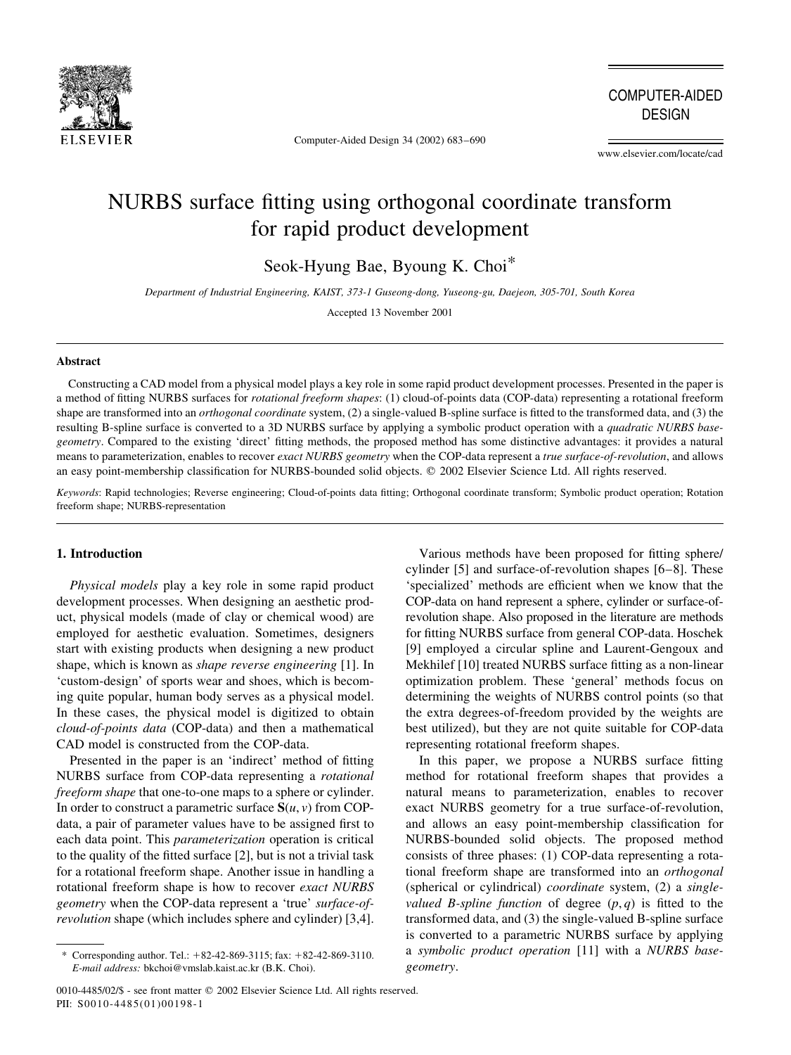# NURBS surface fitting using orthogonal coordinate transform for rapid product development

Seok-Hyung Bae, Byoung K. Choi*

*Department of Industrial Engineering, KAIST, 373-1 Guseong-dong, Yuseong-gu, Daejeon, 305-701, South Korea*

Accepted 13 November 2001

## Abstract

Constructing a CAD model from a physical model plays a key role in some rapid product development processes. Presented in the paper is a method of fitting NURBS surfaces for *rotational freeform shapes*: (1) cloud-of-points data (COP-data) representing a rotational freeform shape are transformed into an *orthogonal coordinate* system, (2) a single-valued B-spline surface is fitted to the transformed data, and (3) the resulting B-spline surface is converted to a 3D NURBS surface by applying a symbolic product operation with a *quadratic NURBS base-geometry*. Compared to the existing 'direct' fitting methods, the proposed method has some distinctive advantages: it provides a natural means to parameterization, enables to recover *exact NURBS geometry* when the COP-data represent a *true surface-of-revolution*, and allows an easy point-membership classification for NURBS-bounded solid objects. © 2002 Elsevier Science Ltd. All rights reserved.

*Keywords*: Rapid technologies; Reverse engineering; Cloud-of-points data fitting; Orthogonal coordinate transform; Symbolic product operation; Rotation freeform shape; NURBS-representation

## 1. Introduction

*Physical models* play a key role in some rapid product development processes. When designing an aesthetic product, physical models (made of clay or chemical wood) are employed for aesthetic evaluation. Sometimes, designers start with existing products when designing a new product shape, which is known as *shape reverse engineering* [1]. In 'custom-design' of sports wear and shoes, which is becoming quite popular, human body serves as a physical model. In these cases, the physical model is digitized to obtain *cloud-of-points data* (COP-data) and then a mathematical CAD model is constructed from the COP-data.

Presented in the paper is an 'indirect' method of fitting NURBS surface from COP-data representing a *rotational freeform shape* that one-to-one maps to a sphere or cylinder. In order to construct a parametric surface $\mathbf{S}(u, v)$ from COP-data, a pair of parameter values have to be assigned first to each data point. This *parameterization* operation is critical to the quality of the fitted surface [2], but is not a trivial task for a rotational freeform shape. Another issue in handling a rotational freeform shape is how to recover *exact NURBS geometry* when the COP-data represent a 'true' *surface-of-revolution* shape (which includes sphere and cylinder) [3,4].

Various methods have been proposed for fitting sphere/cylinder [5] and surface-of-revolution shapes [6–8]. These 'specialized' methods are efficient when we know that the COP-data on hand represent a sphere, cylinder or surface-of-revolution shape. Also proposed in the literature are methods for fitting NURBS surface from general COP-data. Hoschek [9] employed a circular spline and Laurent-Gengoux and Mekhilef [10] treated NURBS surface fitting as a non-linear optimization problem. These 'general' methods focus on determining the weights of NURBS control points (so that the extra degrees-of-freedom provided by the weights are best utilized), but they are not quite suitable for COP-data representing rotational freeform shapes.

In this paper, we propose a NURBS surface fitting method for rotational freeform shapes that provides a natural means to parameterization, enables to recover exact NURBS geometry for a true surface-of-revolution, and allows an easy point-membership classification for NURBS-bounded solid objects. The proposed method consists of three phases: (1) COP-data representing a rotational freeform shape are transformed into an *orthogonal* (spherical or cylindrical) *coordinate* system, (2) a *single-valued B-spline function* of degree $(p, q)$ is fitted to the transformed data, and (3) the single-valued B-spline surface is converted to a parametric NURBS surface by applying a *symbolic product operation* [11] with a *NURBS base-geometry*.

\* Corresponding author. Tel.: +82-42-869-3115; fax: +82-42-869-3110. *E-mail address:* bkchoi@vmslab.kaist.ac.kr (B.K. Choi).

0010-4485/02/$ - see front matter © 2002 Elsevier Science Ltd. All rights reserved.
PII: S0010-4485(01)00198-1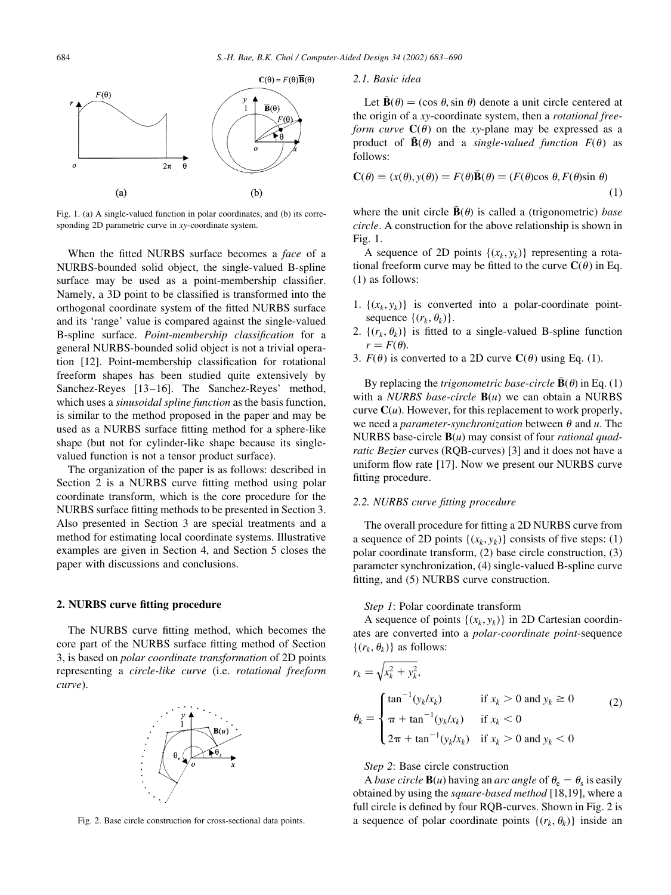Fig. 1. (a) A single-valued function in polar coordinates, and (b) its corresponding 2D parametric curve in xy-coordinate system.

When the fitted NURBS surface becomes a *face* of a NURBS-bounded solid object, the single-valued B-spline surface may be used as a point-membership classifier. Namely, a 3D point to be classified is transformed into the orthogonal coordinate system of the fitted NURBS surface and its 'range' value is compared against the single-valued B-spline surface. *Point-membership classification* for a general NURBS-bounded solid object is not a trivial operation [12]. Point-membership classification for rotational freeform shapes has been studied quite extensively by Sanchez-Reyes [13–16]. The Sanchez-Reyes' method, which uses a *sinusoidal spline function* as the basis function, is similar to the method proposed in the paper and may be used as a NURBS surface fitting method for a sphere-like shape (but not for cylinder-like shape because its single-valued function is not a tensor product surface).

The organization of the paper is as follows: described in Section 2 is a NURBS curve fitting method using polar coordinate transform, which is the core procedure for the NURBS surface fitting methods to be presented in Section 3. Also presented in Section 3 are special treatments and a method for estimating local coordinate systems. Illustrative examples are given in Section 4, and Section 5 closes the paper with discussions and conclusions.

## 2. NURBS curve fitting procedure

The NURBS curve fitting method, which becomes the core part of the NURBS surface fitting method of Section 3, is based on *polar coordinate transformation* of 2D points representing a *circle-like curve* (i.e. *rotational freeform curve*).

Fig. 2. Base circle construction for cross-sectional data points.

### 2.1. Basic idea

Let $\bar{\mathbf{B}}(\theta) = (\cos\theta, \sin\theta)$ denote a unit circle centered at the origin of a *xy*-coordinate system, then a *rotational freeform curve* $\mathbf{C}(\theta)$ on the *xy*-plane may be expressed as a product of $\bar{\mathbf{B}}(\theta)$ and a *single-valued function* $F(\theta)$ as follows:

$$\mathbf{C}(\theta) \equiv (x(\theta), y(\theta)) = F(\theta)\bar{\mathbf{B}}(\theta) = (F(\theta)\cos\theta, F(\theta)\sin\theta) \tag{1}$$

where the unit circle $\bar{\mathbf{B}}(\theta)$ is called a (trigonometric) *base circle*. A construction for the above relationship is shown in Fig. 1.

A sequence of 2D points $\{(x_k, y_k)\}$ representing a rotational freeform curve may be fitted to the curve $\mathbf{C}(\theta)$ in Eq. (1) as follows:

1. $\{(x_k, y_k)\}$ is converted into a polar-coordinate point-sequence $\{(r_k, \theta_k)\}$.
2. $\{(r_k, \theta_k)\}$ is fitted to a single-valued B-spline function $r = F(\theta)$.
3. $F(\theta)$ is converted to a 2D curve $\mathbf{C}(\theta)$ using Eq. (1).

By replacing the *trigonometric base-circle* $\bar{\mathbf{B}}(\theta)$ in Eq. (1) with a *NURBS base-circle* $\mathbf{B}(u)$ we can obtain a NURBS curve $\mathbf{C}(u)$. However, for this replacement to work properly, we need a *parameter-synchronization* between $\theta$ and $u$. The NURBS base-circle $\mathbf{B}(u)$ may consist of four *rational quadratic Bezier* curves (RQB-curves) [3] and it does not have a uniform flow rate [17]. Now we present our NURBS curve fitting procedure.

### 2.2. NURBS curve fitting procedure

The overall procedure for fitting a 2D NURBS curve from a sequence of 2D points $\{(x_k, y_k)\}$ consists of five steps: (1) polar coordinate transform, (2) base circle construction, (3) parameter synchronization, (4) single-valued B-spline curve fitting, and (5) NURBS curve construction.

*Step 1*: Polar coordinate transform

A sequence of points $\{(x_k, y_k)\}$ in 2D Cartesian coordinates are converted into a *polar-coordinate point*-sequence $\{(r_k, \theta_k)\}$ as follows:

$$r_k = \sqrt{x_k^2 + y_k^2},$$

$$\theta_k = \begin{cases} \tan^{-1}(y_k/x_k) & \text{if } x_k > 0 \text{ and } y_k \geq 0 \\ \pi + \tan^{-1}(y_k/x_k) & \text{if } x_k < 0 \\ 2\pi + \tan^{-1}(y_k/x_k) & \text{if } x_k > 0 \text{ and } y_k < 0 \end{cases} \tag{2}$$

*Step 2*: Base circle construction

A *base circle* $\mathbf{B}(u)$ having an *arc angle* of $\theta_e - \theta_s$ is easily obtained by using the *square-based method* [18,19], where a full circle is defined by four RQB-curves. Shown in Fig. 2 is a sequence of polar coordinate points $\{(r_k, \theta_k)\}$ inside an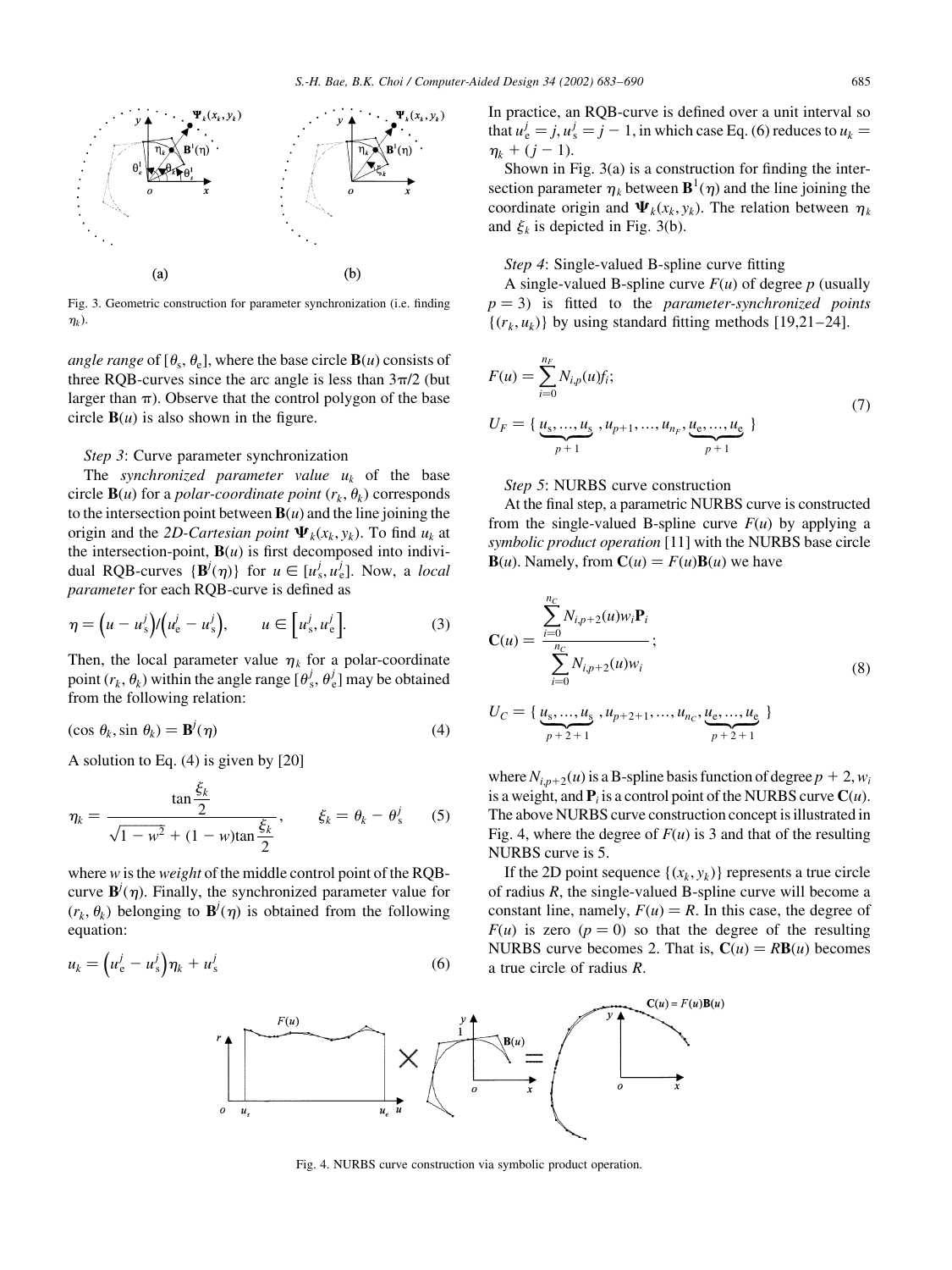(a) (b)

Fig. 3. Geometric construction for parameter synchronization (i.e. finding $\eta_k$).

*angle range* of $[\theta_s, \theta_e]$, where the base circle $\mathbf{B}(u)$ consists of three RQB-curves since the arc angle is less than $3\pi/2$ (but larger than $\pi$). Observe that the control polygon of the base circle $\mathbf{B}(u)$ is also shown in the figure.

*Step 3*: Curve parameter synchronization

The *synchronized parameter value* $u_k$ of the base circle $\mathbf{B}(u)$ for a *polar-coordinate point* $(r_k, \theta_k)$ corresponds to the intersection point between $\mathbf{B}(u)$ and the line joining the origin and the *2D-Cartesian point* $\Psi_k(x_k, y_k)$. To find $u_k$ at the intersection-point, $\mathbf{B}(u)$ is first decomposed into individual RQB-curves $\{\mathbf{B}^j(\eta)\}$ for $u \in [u_s^j, u_e^j]$. Now, a *local parameter* for each RQB-curve is defined as

$$\eta = \left(u - u_s^j\right)/\left(u_e^j - u_s^j\right), \qquad u \in \left[u_s^j, u_e^j\right]. \tag{3}$$

Then, the local parameter value $\eta_k$ for a polar-coordinate point $(r_k, \theta_k)$ within the angle range $[\theta_s^j, \theta_e^j]$ may be obtained from the following relation:

$$(\cos\theta_k, \sin\theta_k) = \mathbf{B}^j(\eta) \tag{4}$$

A solution to Eq. (4) is given by [20]

$$\eta_k = \frac{\tan\dfrac{\xi_k}{2}}{\sqrt{1 - w^2} + (1 - w)\tan\dfrac{\xi_k}{2}}, \qquad \xi_k = \theta_k - \theta_s^j \tag{5}$$

where $w$ is the *weight* of the middle control point of the RQB-curve $\mathbf{B}^j(\eta)$. Finally, the synchronized parameter value for $(r_k, \theta_k)$ belonging to $\mathbf{B}^j(\eta)$ is obtained from the following equation:

$$u_k = \left(u_e^j - u_s^j\right)\eta_k + u_s^j \tag{6}$$

In practice, an RQB-curve is defined over a unit interval so that $u_e^j = j, u_s^j = j - 1$, in which case Eq. (6) reduces to $u_k = \eta_k + (j - 1)$.

Shown in Fig. 3(a) is a construction for finding the intersection parameter $\eta_k$ between $\mathbf{B}^1(\eta)$ and the line joining the coordinate origin and $\Psi_k(x_k, y_k)$. The relation between $\eta_k$ and $\xi_k$ is depicted in Fig. 3(b).

*Step 4*: Single-valued B-spline curve fitting

A single-valued B-spline curve $F(u)$ of degree $p$ (usually $p = 3$) is fitted to the *parameter-synchronized points* $\{(r_k, u_k)\}$ by using standard fitting methods [19,21–24].

$$F(u) = \sum_{i=0}^{n_F} N_{i,p}(u) f_i;$$
$$U_F = \{\underbrace{u_s, \dots, u_s}_{p+1}, u_{p+1}, \dots, u_{n_F}, \underbrace{u_e, \dots, u_e}_{p+1}\} \tag{7}$$

*Step 5*: NURBS curve construction

At the final step, a parametric NURBS curve is constructed from the single-valued B-spline curve $F(u)$ by applying a *symbolic product operation* [11] with the NURBS base circle $\mathbf{B}(u)$. Namely, from $\mathbf{C}(u) = F(u)\mathbf{B}(u)$ we have

$$\mathbf{C}(u) = \frac{\sum_{i=0}^{n_C} N_{i,p+2}(u) w_i \mathbf{P}_i}{\sum_{i=0}^{n_C} N_{i,p+2}(u) w_i};$$
$$U_C = \{\underbrace{u_s, \dots, u_s}_{p+2+1}, u_{p+2+1}, \dots, u_{n_C}, \underbrace{u_e, \dots, u_e}_{p+2+1}\} \tag{8}$$

where $N_{i,p+2}(u)$ is a B-spline basis function of degree $p + 2$, $w_i$ is a weight, and $\mathbf{P}_i$ is a control point of the NURBS curve $\mathbf{C}(u)$. The above NURBS curve construction concept is illustrated in Fig. 4, where the degree of $F(u)$ is 3 and that of the resulting NURBS curve is 5.

If the 2D point sequence $\{(x_k, y_k)\}$ represents a true circle of radius $R$, the single-valued B-spline curve will become a constant line, namely, $F(u) = R$. In this case, the degree of $F(u)$ is zero ($p = 0$) so that the degree of the resulting NURBS curve becomes 2. That is, $\mathbf{C}(u) = R\mathbf{B}(u)$ becomes a true circle of radius $R$.

Fig. 4. NURBS curve construction via symbolic product operation.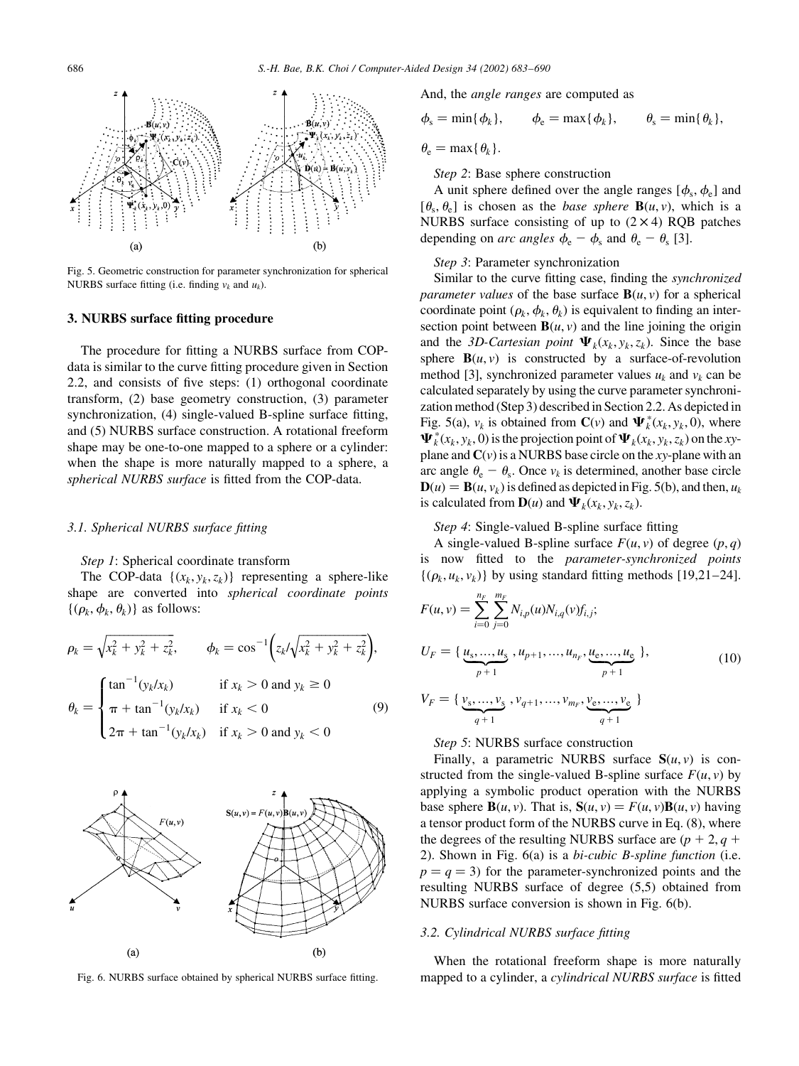Fig. 5. Geometric construction for parameter synchronization for spherical NURBS surface fitting (i.e. finding $v_k$ and $u_k$).

## 3. NURBS surface fitting procedure

The procedure for fitting a NURBS surface from COP-data is similar to the curve fitting procedure given in Section 2.2, and consists of five steps: (1) orthogonal coordinate transform, (2) base geometry construction, (3) parameter synchronization, (4) single-valued B-spline surface fitting, and (5) NURBS surface construction. A rotational freeform shape may be one-to-one mapped to a sphere or a cylinder: when the shape is more naturally mapped to a sphere, a *spherical NURBS surface* is fitted from the COP-data.

### 3.1. Spherical NURBS surface fitting

*Step 1*: Spherical coordinate transform

The COP-data $\{(x_k, y_k, z_k)\}$ representing a sphere-like shape are converted into *spherical coordinate points* $\{(\rho_k, \phi_k, \theta_k)\}$ as follows:

$$\rho_k = \sqrt{x_k^2 + y_k^2 + z_k^2}, \qquad \phi_k = \cos^{-1}\left(z_k / \sqrt{x_k^2 + y_k^2 + z_k^2}\right),$$

$$\theta_k = \begin{cases} \tan^{-1}(y_k/x_k) & \text{if } x_k > 0 \text{ and } y_k \geq 0 \\ \pi + \tan^{-1}(y_k/x_k) & \text{if } x_k < 0 \\ 2\pi + \tan^{-1}(y_k/x_k) & \text{if } x_k > 0 \text{ and } y_k < 0 \end{cases} \tag{9}$$

Fig. 6. NURBS surface obtained by spherical NURBS surface fitting.

And, the *angle ranges* are computed as

$$\phi_s = \min\{\phi_k\}, \qquad \phi_e = \max\{\phi_k\}, \qquad \theta_s = \min\{\theta_k\},$$

$$\theta_e = \max\{\theta_k\}.$$

*Step 2*: Base sphere construction

A unit sphere defined over the angle ranges $[\phi_s, \phi_e]$ and $[\theta_s, \theta_e]$ is chosen as the *base sphere* $\mathbf{B}(u, v)$, which is a NURBS surface consisting of up to $(2 \times 4)$ RQB patches depending on *arc angles* $\phi_e - \phi_s$ and $\theta_e - \theta_s$ [3].

*Step 3*: Parameter synchronization

Similar to the curve fitting case, finding the *synchronized parameter values* of the base surface $\mathbf{B}(u, v)$ for a spherical coordinate point $(\rho_k, \phi_k, \theta_k)$ is equivalent to finding an intersection point between $\mathbf{B}(u, v)$ and the line joining the origin and the *3D-Cartesian point* $\mathbf{\Psi}_k(x_k, y_k, z_k)$. Since the base sphere $\mathbf{B}(u, v)$ is constructed by a surface-of-revolution method [3], synchronized parameter values $u_k$ and $v_k$ can be calculated separately by using the curve parameter synchronization method (Step 3) described in Section 2.2. As depicted in Fig. 5(a), $v_k$ is obtained from $\mathbf{C}(v)$ and $\mathbf{\Psi}_k^*(x_k, y_k, 0)$, where $\mathbf{\Psi}_k^*(x_k, y_k, 0)$ is the projection point of $\mathbf{\Psi}_k(x_k, y_k, z_k)$ on the *xy*-plane and $\mathbf{C}(v)$ is a NURBS base circle on the *xy*-plane with an arc angle $\theta_e - \theta_s$. Once $v_k$ is determined, another base circle $\mathbf{D}(u) = \mathbf{B}(u, v_k)$ is defined as depicted in Fig. 5(b), and then, $u_k$ is calculated from $\mathbf{D}(u)$ and $\mathbf{\Psi}_k(x_k, y_k, z_k)$.

*Step 4*: Single-valued B-spline surface fitting

A single-valued B-spline surface $F(u, v)$ of degree $(p, q)$ is now fitted to the *parameter-synchronized points* $\{(\rho_k, u_k, v_k)\}$ by using standard fitting methods [19,21–24].

$$F(u, v) = \sum_{i=0}^{n_F} \sum_{j=0}^{m_F} N_{i,p}(u) N_{i,q}(v) f_{i,j};$$

$$U_F = \{\underbrace{u_s, \ldots, u_s}_{p+1}, u_{p+1}, \ldots, u_{n_F}, \underbrace{u_e, \ldots, u_e}_{p+1}\}, \tag{10}$$

$$V_F = \{\underbrace{v_s, \ldots, v_s}_{q+1}, v_{q+1}, \ldots, v_{m_F}, \underbrace{v_e, \ldots, v_e}_{q+1}\}$$

*Step 5*: NURBS surface construction

Finally, a parametric NURBS surface $\mathbf{S}(u, v)$ is constructed from the single-valued B-spline surface $F(u, v)$ by applying a symbolic product operation with the NURBS base sphere $\mathbf{B}(u, v)$. That is, $\mathbf{S}(u, v) = F(u, v)\mathbf{B}(u, v)$ having a tensor product form of the NURBS curve in Eq. (8), where the degrees of the resulting NURBS surface are $(p + 2, q + 2)$. Shown in Fig. 6(a) is a *bi-cubic B-spline function* (i.e. $p = q = 3$) for the parameter-synchronized points and the resulting NURBS surface of degree (5,5) obtained from NURBS surface conversion is shown in Fig. 6(b).

### 3.2. Cylindrical NURBS surface fitting

When the rotational freeform shape is more naturally mapped to a cylinder, a *cylindrical NURBS surface* is fitted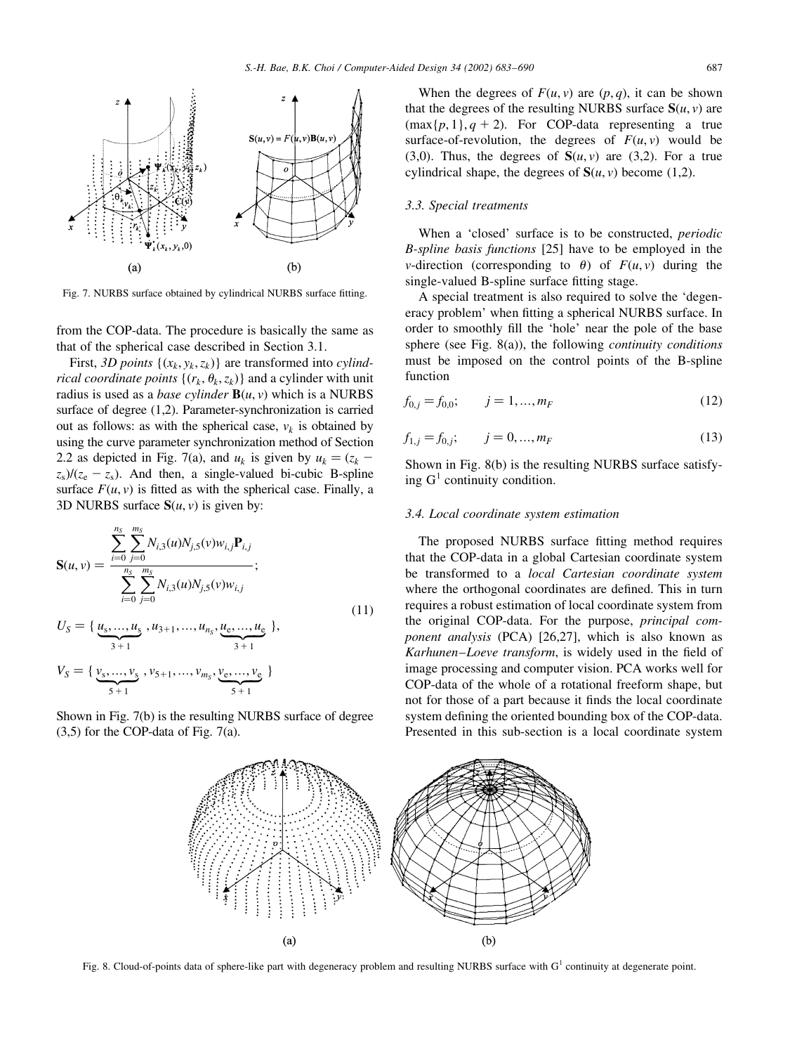Fig. 7. NURBS surface obtained by cylindrical NURBS surface fitting.

from the COP-data. The procedure is basically the same as that of the spherical case described in Section 3.1.

First, *3D points* $\{(x_k, y_k, z_k)\}$ are transformed into *cylindrical coordinate points* $\{(r_k, \theta_k, z_k)\}$ and a cylinder with unit radius is used as a *base cylinder* $\mathbf{B}(u, v)$ which is a NURBS surface of degree (1,2). Parameter-synchronization is carried out as follows: as with the spherical case, $v_k$ is obtained by using the curve parameter synchronization method of Section 2.2 as depicted in Fig. 7(a), and $u_k$ is given by $u_k = (z_k - z_s)/(z_e - z_s)$. And then, a single-valued bi-cubic B-spline surface $F(u, v)$ is fitted as with the spherical case. Finally, a 3D NURBS surface $\mathbf{S}(u, v)$ is given by:

$$\mathbf{S}(u,v) = \frac{\sum_{i=0}^{n_S}\sum_{j=0}^{m_S} N_{i,3}(u)N_{j,5}(v)w_{i,j}\mathbf{P}_{i,j}}{\sum_{i=0}^{n_S}\sum_{j=0}^{m_S} N_{i,3}(u)N_{j,5}(v)w_{i,j}};$$

$$U_S = \{\underbrace{u_s, \ldots, u_s}_{3+1}, u_{3+1}, \ldots, u_{n_S}, \underbrace{u_e, \ldots, u_e}_{3+1}\},$$

$$V_S = \{\underbrace{v_s, \ldots, v_s}_{5+1}, v_{5+1}, \ldots, v_{m_S}, \underbrace{v_e, \ldots, v_e}_{5+1}\} \tag{11}$$

Shown in Fig. 7(b) is the resulting NURBS surface of degree (3,5) for the COP-data of Fig. 7(a).

When the degrees of $F(u, v)$ are $(p, q)$, it can be shown that the degrees of the resulting NURBS surface $\mathbf{S}(u, v)$ are $(\max\{p, 1\}, q + 2)$. For COP-data representing a true surface-of-revolution, the degrees of $F(u, v)$ would be (3,0). Thus, the degrees of $\mathbf{S}(u, v)$ are (3,2). For a true cylindrical shape, the degrees of $\mathbf{S}(u, v)$ become (1,2).

### 3.3. Special treatments

When a 'closed' surface is to be constructed, *periodic B-spline basis functions* [25] have to be employed in the $v$-direction (corresponding to $\theta$) of $F(u, v)$ during the single-valued B-spline surface fitting stage.

A special treatment is also required to solve the 'degeneracy problem' when fitting a spherical NURBS surface. In order to smoothly fill the 'hole' near the pole of the base sphere (see Fig. 8(a)), the following *continuity conditions* must be imposed on the control points of the B-spline function

$$f_{0,j} = f_{0,0}; \qquad j = 1, \ldots, m_F \tag{12}$$

$$f_{1,j} = f_{0,j}; \qquad j = 0, \ldots, m_F \tag{13}$$

Shown in Fig. 8(b) is the resulting NURBS surface satisfying $G^1$ continuity condition.

### 3.4. Local coordinate system estimation

The proposed NURBS surface fitting method requires that the COP-data in a global Cartesian coordinate system be transformed to a *local Cartesian coordinate system* where the orthogonal coordinates are defined. This in turn requires a robust estimation of local coordinate system from the original COP-data. For the purpose, *principal component analysis* (PCA) [26,27], which is also known as *Karhunen–Loeve transform*, is widely used in the field of image processing and computer vision. PCA works well for COP-data of the whole of a rotational freeform shape, but not for those of a part because it finds the local coordinate system defining the oriented bounding box of the COP-data. Presented in this sub-section is a local coordinate system

Fig. 8. Cloud-of-points data of sphere-like part with degeneracy problem and resulting NURBS surface with $G^1$ continuity at degenerate point.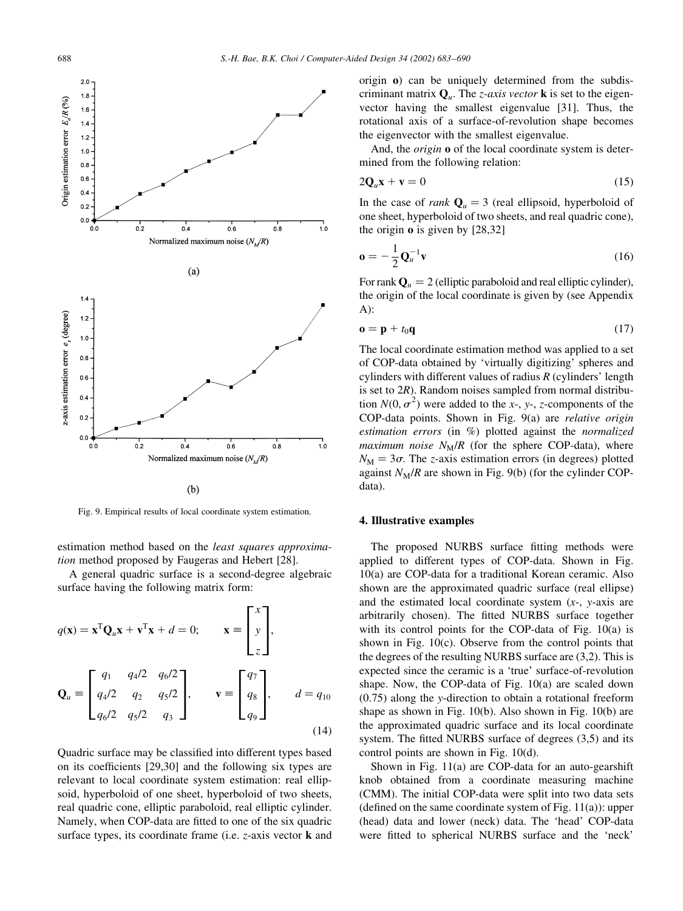2.0
1.8
1.6
1.4
1.2
1.0
0.8
0.6
0.4
0.2
0.0

Origin estimation error $E_o/R$ (%)

0.0 0.2 0.4 0.6 0.8 1.0

Normalized maximum noise ($N_M/R$)

(a)

1.4
1.2
1.0
0.8
0.6
0.4
0.2
0.0

z-axis estimation error $e_z$ (degree)

0.0 0.2 0.4 0.6 0.8 1.0

Normalized maximum noise ($N_M/R$)

(b)

Fig. 9. Empirical results of local coordinate system estimation.

estimation method based on the *least squares approximation* method proposed by Faugeras and Hebert [28].

A general quadric surface is a second-degree algebraic surface having the following matrix form:

$$q(\mathbf{x}) = \mathbf{x}^{\mathrm{T}}\mathbf{Q}_u\mathbf{x} + \mathbf{v}^{\mathrm{T}}\mathbf{x} + d = 0; \qquad \mathbf{x} \equiv \begin{bmatrix} x \\ y \\ z \end{bmatrix},$$

$$\mathbf{Q}_u \equiv \begin{bmatrix} q_1 & q_4/2 & q_6/2 \\ q_4/2 & q_2 & q_5/2 \\ q_6/2 & q_5/2 & q_3 \end{bmatrix}, \qquad \mathbf{v} \equiv \begin{bmatrix} q_7 \\ q_8 \\ q_9 \end{bmatrix}, \qquad d = q_{10} \tag{14}$$

Quadric surface may be classified into different types based on its coefficients [29,30] and the following six types are relevant to local coordinate system estimation: real ellipsoid, hyperboloid of one sheet, hyperboloid of two sheets, real quadric cone, elliptic paraboloid, real elliptic cylinder. Namely, when COP-data are fitted to one of the six quadric surface types, its coordinate frame (i.e. *z*-axis vector $\mathbf{k}$ and origin $\mathbf{o}$) can be uniquely determined from the subdiscriminant matrix $\mathbf{Q}_u$. The *z-axis vector* $\mathbf{k}$ is set to the eigenvector having the smallest eigenvalue [31]. Thus, the rotational axis of a surface-of-revolution shape becomes the eigenvector with the smallest eigenvalue.

And, the *origin* $\mathbf{o}$ of the local coordinate system is determined from the following relation:

$$2\mathbf{Q}_u\mathbf{x} + \mathbf{v} = 0 \tag{15}$$

In the case of *rank* $\mathbf{Q}_u = 3$ (real ellipsoid, hyperboloid of one sheet, hyperboloid of two sheets, and real quadric cone), the origin $\mathbf{o}$ is given by [28,32]

$$\mathbf{o} = -\frac{1}{2}\mathbf{Q}_u^{-1}\mathbf{v} \tag{16}$$

For rank $\mathbf{Q}_u = 2$ (elliptic paraboloid and real elliptic cylinder), the origin of the local coordinate is given by (see Appendix A):

$$\mathbf{o} = \mathbf{p} + t_0\mathbf{q} \tag{17}$$

The local coordinate estimation method was applied to a set of COP-data obtained by 'virtually digitizing' spheres and cylinders with different values of radius $R$ (cylinders' length is set to $2R$). Random noises sampled from normal distribution $N(0, \sigma^2)$ were added to the *x*-, *y*-, *z*-components of the COP-data points. Shown in Fig. 9(a) are *relative origin estimation errors* (in %) plotted against the *normalized maximum noise* $N_M/R$ (for the sphere COP-data), where $N_M = 3\sigma$. The *z*-axis estimation errors (in degrees) plotted against $N_M/R$ are shown in Fig. 9(b) (for the cylinder COP-data).

## 4. Illustrative examples

The proposed NURBS surface fitting methods were applied to different types of COP-data. Shown in Fig. 10(a) are COP-data for a traditional Korean ceramic. Also shown are the approximated quadric surface (real ellipse) and the estimated local coordinate system (*x*-, *y*-axis are arbitrarily chosen). The fitted NURBS surface together with its control points for the COP-data of Fig. 10(a) is shown in Fig. 10(c). Observe from the control points that the degrees of the resulting NURBS surface are (3,2). This is expected since the ceramic is a 'true' surface-of-revolution shape. Now, the COP-data of Fig. 10(a) are scaled down (0.75) along the *y*-direction to obtain a rotational freeform shape as shown in Fig. 10(b). Also shown in Fig. 10(b) are the approximated quadric surface and its local coordinate system. The fitted NURBS surface of degrees (3,5) and its control points are shown in Fig. 10(d).

Shown in Fig. 11(a) are COP-data for an auto-gearshift knob obtained from a coordinate measuring machine (CMM). The initial COP-data were split into two data sets (defined on the same coordinate system of Fig. 11(a)): upper (head) data and lower (neck) data. The 'head' COP-data were fitted to spherical NURBS surface and the 'neck'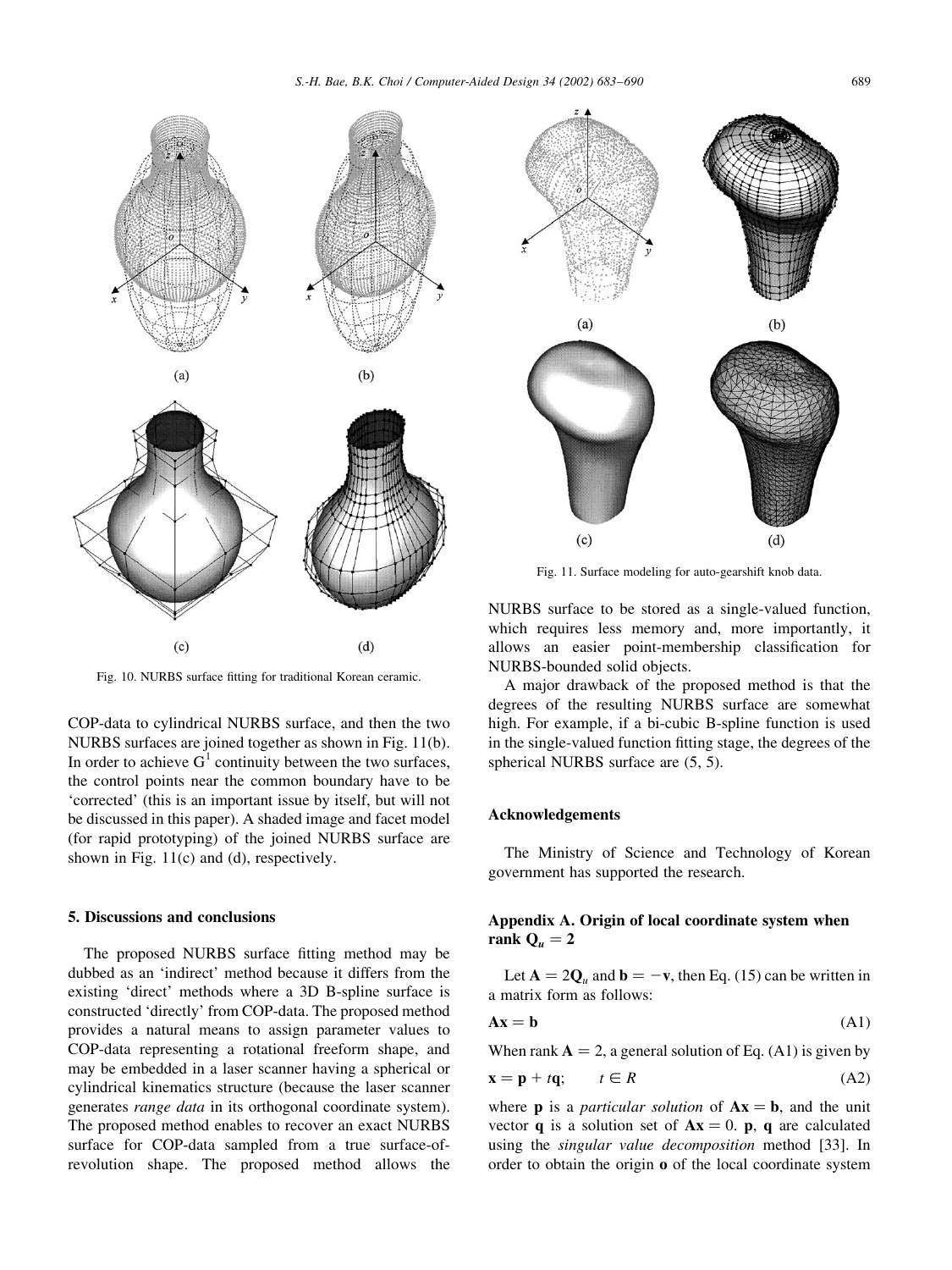(a)

(b)

(c)

(d)

Fig. 10. NURBS surface fitting for traditional Korean ceramic.

COP-data to cylindrical NURBS surface, and then the two NURBS surfaces are joined together as shown in Fig. 11(b). In order to achieve $G^1$ continuity between the two surfaces, the control points near the common boundary have to be 'corrected' (this is an important issue by itself, but will not be discussed in this paper). A shaded image and facet model (for rapid prototyping) of the joined NURBS surface are shown in Fig. 11(c) and (d), respectively.

## 5. Discussions and conclusions

The proposed NURBS surface fitting method may be dubbed as an 'indirect' method because it differs from the existing 'direct' methods where a 3D B-spline surface is constructed 'directly' from COP-data. The proposed method provides a natural means to assign parameter values to COP-data representing a rotational freeform shape, and may be embedded in a laser scanner having a spherical or cylindrical kinematics structure (because the laser scanner generates *range data* in its orthogonal coordinate system). The proposed method enables to recover an exact NURBS surface for COP-data sampled from a true surface-of-revolution shape. The proposed method allows the NURBS surface to be stored as a single-valued function, which requires less memory and, more importantly, it allows an easier point-membership classification for NURBS-bounded solid objects.

(a)

(b)

(c)

(d)

Fig. 11. Surface modeling for auto-gearshift knob data.

A major drawback of the proposed method is that the degrees of the resulting NURBS surface are somewhat high. For example, if a bi-cubic B-spline function is used in the single-valued function fitting stage, the degrees of the spherical NURBS surface are (5, 5).

## Acknowledgements

The Ministry of Science and Technology of Korean government has supported the research.

## Appendix A. Origin of local coordinate system when rank $\mathbf{Q}_u = 2$

Let $\mathbf{A} = 2\mathbf{Q}_u$ and $\mathbf{b} = -\mathbf{v}$, then Eq. (15) can be written in a matrix form as follows:

$$\mathbf{A}\mathbf{x} = \mathbf{b} \tag{A1}$$

When rank $\mathbf{A} = 2$, a general solution of Eq. (A1) is given by

$$\mathbf{x} = \mathbf{p} + t\mathbf{q}; \qquad t \in R \tag{A2}$$

where $\mathbf{p}$ is a *particular solution* of $\mathbf{A}\mathbf{x} = \mathbf{b}$, and the unit vector $\mathbf{q}$ is a solution set of $\mathbf{A}\mathbf{x} = 0$. $\mathbf{p}$, $\mathbf{q}$ are calculated using the *singular value decomposition* method [33]. In order to obtain the origin $\mathbf{o}$ of the local coordinate system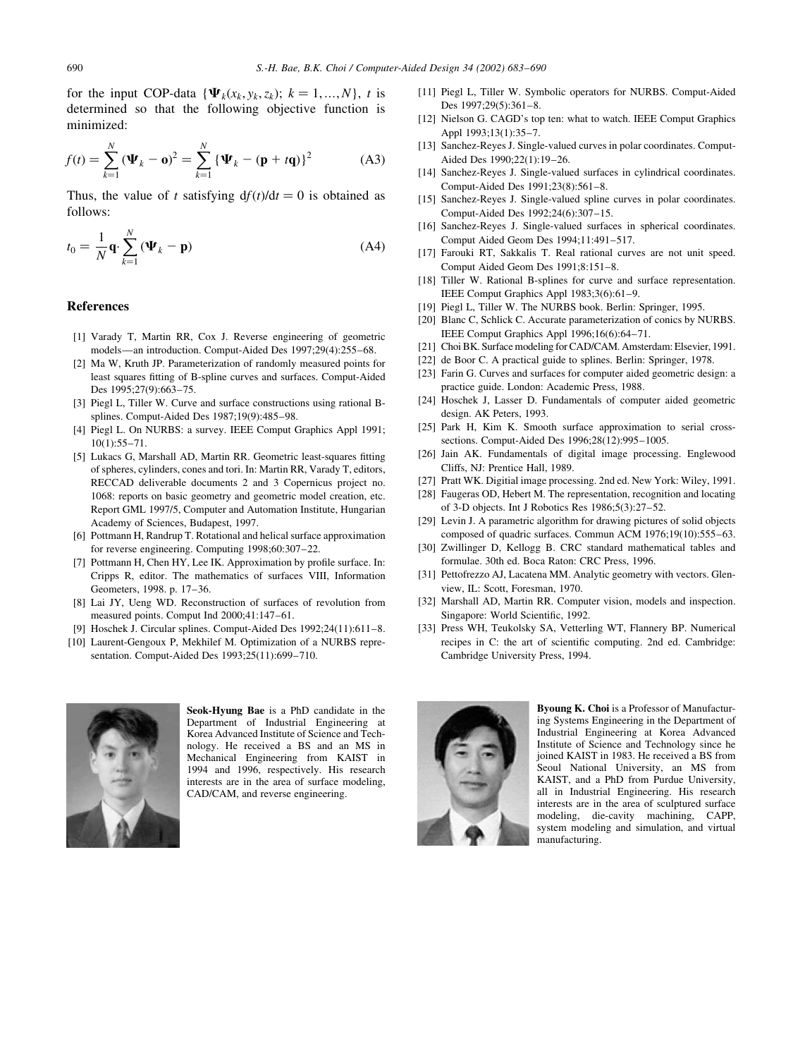for the input COP-data $\{\boldsymbol{\Psi}_k(x_k, y_k, z_k);\ k = 1, \ldots, N\}$, $t$ is determined so that the following objective function is minimized:

$$f(t) = \sum_{k=1}^{N} (\boldsymbol{\Psi}_k - \mathbf{o})^2 = \sum_{k=1}^{N} \{\boldsymbol{\Psi}_k - (\mathbf{p} + t\mathbf{q})\}^2 \tag{A3}$$

Thus, the value of $t$ satisfying $\mathrm{d}f(t)/\mathrm{d}t = 0$ is obtained as follows:

$$t_0 = \frac{1}{N}\mathbf{q} \cdot \sum_{k=1}^{N} (\boldsymbol{\Psi}_k - \mathbf{p}) \tag{A4}$$

## References

[1] Varady T, Martin RR, Cox J. Reverse engineering of geometric models—an introduction. Comput-Aided Des 1997;29(4):255–68.

[2] Ma W, Kruth JP. Parameterization of randomly measured points for least squares fitting of B-spline curves and surfaces. Comput-Aided Des 1995;27(9):663–75.

[3] Piegl L, Tiller W. Curve and surface constructions using rational B-splines. Comput-Aided Des 1987;19(9):485–98.

[4] Piegl L. On NURBS: a survey. IEEE Comput Graphics Appl 1991; 10(1):55–71.

[5] Lukacs G, Marshall AD, Martin RR. Geometric least-squares fitting of spheres, cylinders, cones and tori. In: Martin RR, Varady T, editors, RECCAD deliverable documents 2 and 3 Copernicus project no. 1068: reports on basic geometry and geometric model creation, etc. Report GML 1997/5, Computer and Automation Institute, Hungarian Academy of Sciences, Budapest, 1997.

[6] Pottmann H, Randrup T. Rotational and helical surface approximation for reverse engineering. Computing 1998;60:307–22.

[7] Pottmann H, Chen HY, Lee IK. Approximation by profile surface. In: Cripps R, editor. The mathematics of surfaces VIII, Information Geometers, 1998. p. 17–36.

[8] Lai JY, Ueng WD. Reconstruction of surfaces of revolution from measured points. Comput Ind 2000;41:147–61.

[9] Hoschek J. Circular splines. Comput-Aided Des 1992;24(11):611–8.

[10] Laurent-Gengoux P, Mekhilef M. Optimization of a NURBS representation. Comput-Aided Des 1993;25(11):699–710.

[11] Piegl L, Tiller W. Symbolic operators for NURBS. Comput-Aided Des 1997;29(5):361–8.

[12] Nielson G. CAGD's top ten: what to watch. IEEE Comput Graphics Appl 1993;13(1):35–7.

[13] Sanchez-Reyes J. Single-valued curves in polar coordinates. Comput-Aided Des 1990;22(1):19–26.

[14] Sanchez-Reyes J. Single-valued surfaces in cylindrical coordinates. Comput-Aided Des 1991;23(8):561–8.

[15] Sanchez-Reyes J. Single-valued spline curves in polar coordinates. Comput-Aided Des 1992;24(6):307–15.

[16] Sanchez-Reyes J. Single-valued surfaces in spherical coordinates. Comput Aided Geom Des 1994;11:491–517.

[17] Farouki RT, Sakkalis T. Real rational curves are not unit speed. Comput Aided Geom Des 1991;8:151–8.

[18] Tiller W. Rational B-splines for curve and surface representation. IEEE Comput Graphics Appl 1983;3(6):61–9.

[19] Piegl L, Tiller W. The NURBS book. Berlin: Springer, 1995.

[20] Blanc C, Schlick C. Accurate parameterization of conics by NURBS. IEEE Comput Graphics Appl 1996;16(6):64–71.

[21] Choi BK. Surface modeling for CAD/CAM. Amsterdam: Elsevier, 1991.

[22] de Boor C. A practical guide to splines. Berlin: Springer, 1978.

[23] Farin G. Curves and surfaces for computer aided geometric design: a practice guide. London: Academic Press, 1988.

[24] Hoschek J, Lasser D. Fundamentals of computer aided geometric design. AK Peters, 1993.

[25] Park H, Kim K. Smooth surface approximation to serial cross-sections. Comput-Aided Des 1996;28(12):995–1005.

[26] Jain AK. Fundamentals of digital image processing. Englewood Cliffs, NJ: Prentice Hall, 1989.

[27] Pratt WK. Digitial image processing. 2nd ed. New York: Wiley, 1991.

[28] Faugeras OD, Hebert M. The representation, recognition and locating of 3-D objects. Int J Robotics Res 1986;5(3):27–52.

[29] Levin J. A parametric algorithm for drawing pictures of solid objects composed of quadric surfaces. Commun ACM 1976;19(10):555–63.

[30] Zwillinger D, Kellogg B. CRC standard mathematical tables and formulae. 30th ed. Boca Raton: CRC Press, 1996.

[31] Pettofrezzo AJ, Lacatena MM. Analytic geometry with vectors. Glenview, IL: Scott, Foresman, 1970.

[32] Marshall AD, Martin RR. Computer vision, models and inspection. Singapore: World Scientific, 1992.

[33] Press WH, Teukolsky SA, Vetterling WT, Flannery BP. Numerical recipes in C: the art of scientific computing. 2nd ed. Cambridge: Cambridge University Press, 1994.

**Seok-Hyung Bae** is a PhD candidate in the Department of Industrial Engineering at Korea Advanced Institute of Science and Technology. He received a BS and an MS in Mechanical Engineering from KAIST in 1994 and 1996, respectively. His research interests are in the area of surface modeling, CAD/CAM, and reverse engineering.

**Byoung K. Choi** is a Professor of Manufacturing Systems Engineering in the Department of Industrial Engineering at Korea Advanced Institute of Science and Technology since he joined KAIST in 1983. He received a BS from Seoul National University, an MS from KAIST, and a PhD from Purdue University, all in Industrial Engineering. His research interests are in the area of sculptured surface modeling, die-cavity machining, CAPP, system modeling and simulation, and virtual manufacturing.